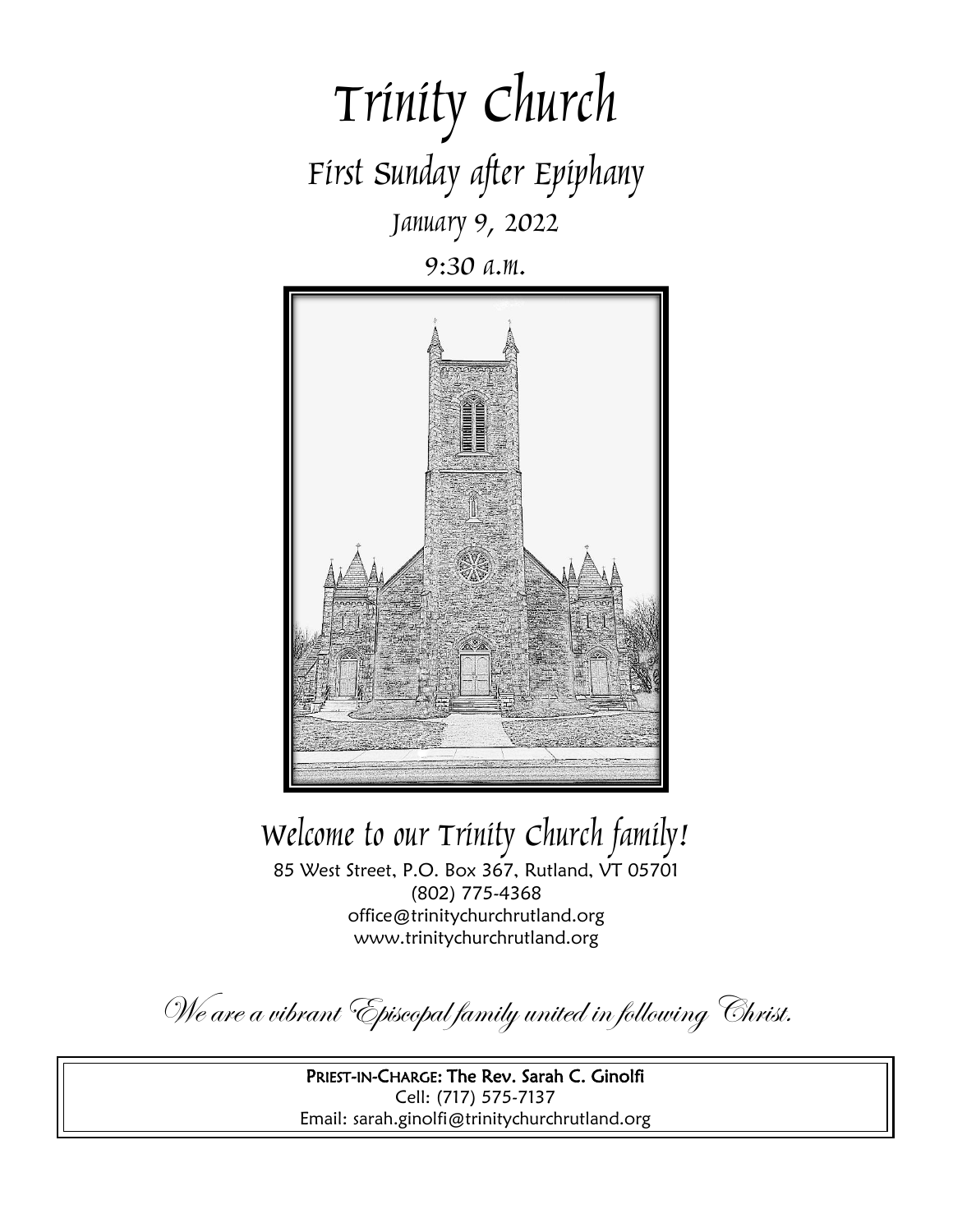# Trinity Church

## First Sunday after Epiphany

### January 9, 2022

### 9:30 a.m.

## Welcome to our Trinity Church family!

85 West Street, P.O. Box 367, Rutland, VT 05701
(802) 775-4368
office@trinitychurchrutland.org
www.trinitychurchrutland.org

*We are a vibrant Episcopal family united in following Christ.*

**PRIEST-IN-CHARGE: The Rev. Sarah C. Ginolfi**
Cell: (717) 575-7137
Email: sarah.ginolfi@trinitychurchrutland.org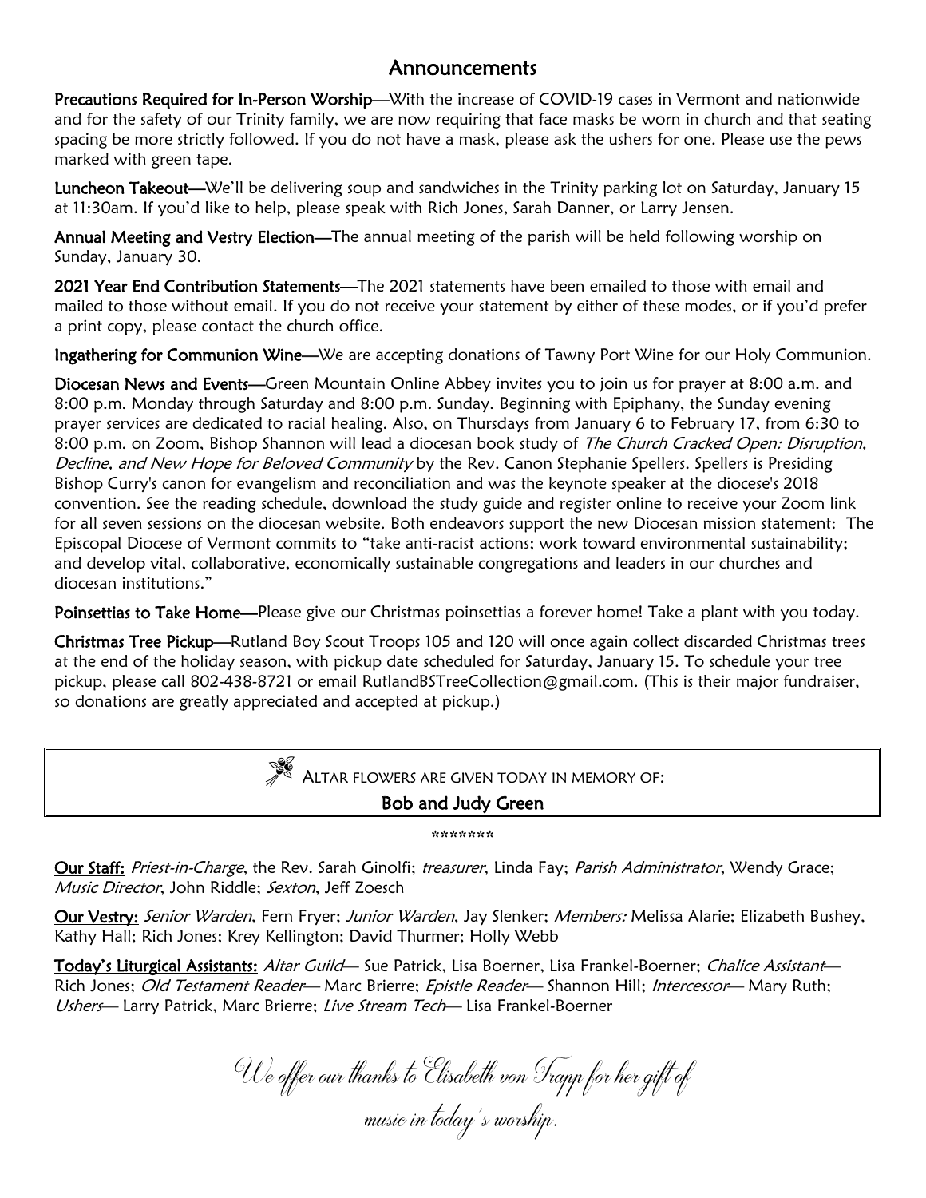# Announcements

**Precautions Required for In-Person Worship**—With the increase of COVID-19 cases in Vermont and nationwide and for the safety of our Trinity family, we are now requiring that face masks be worn in church and that seating spacing be more strictly followed. If you do not have a mask, please ask the ushers for one. Please use the pews marked with green tape.

**Luncheon Takeout**—We'll be delivering soup and sandwiches in the Trinity parking lot on Saturday, January 15 at 11:30am. If you'd like to help, please speak with Rich Jones, Sarah Danner, or Larry Jensen.

**Annual Meeting and Vestry Election**—The annual meeting of the parish will be held following worship on Sunday, January 30.

**2021 Year End Contribution Statements**—The 2021 statements have been emailed to those with email and mailed to those without email. If you do not receive your statement by either of these modes, or if you'd prefer a print copy, please contact the church office.

**Ingathering for Communion Wine**—We are accepting donations of Tawny Port Wine for our Holy Communion.

**Diocesan News and Events**—Green Mountain Online Abbey invites you to join us for prayer at 8:00 a.m. and 8:00 p.m. Monday through Saturday and 8:00 p.m. Sunday. Beginning with Epiphany, the Sunday evening prayer services are dedicated to racial healing. Also, on Thursdays from January 6 to February 17, from 6:30 to 8:00 p.m. on Zoom, Bishop Shannon will lead a diocesan book study of *The Church Cracked Open: Disruption, Decline, and New Hope for Beloved Community* by the Rev. Canon Stephanie Spellers. Spellers is Presiding Bishop Curry's canon for evangelism and reconciliation and was the keynote speaker at the diocese's 2018 convention. See the reading schedule, download the study guide and register online to receive your Zoom link for all seven sessions on the diocesan website. Both endeavors support the new Diocesan mission statement: The Episcopal Diocese of Vermont commits to "take anti-racist actions; work toward environmental sustainability; and develop vital, collaborative, economically sustainable congregations and leaders in our churches and diocesan institutions."

**Poinsettias to Take Home**—Please give our Christmas poinsettias a forever home! Take a plant with you today.

**Christmas Tree Pickup**—Rutland Boy Scout Troops 105 and 120 will once again collect discarded Christmas trees at the end of the holiday season, with pickup date scheduled for Saturday, January 15. To schedule your tree pickup, please call 802-438-8721 or email RutlandBSTreeCollection@gmail.com. (This is their major fundraiser, so donations are greatly appreciated and accepted at pickup.)

ALTAR FLOWERS ARE GIVEN TODAY IN MEMORY OF:

**Bob and Judy Green**

*******

**Our Staff:** *Priest-in-Charge*, the Rev. Sarah Ginolfi; *treasurer*, Linda Fay; *Parish Administrator*, Wendy Grace; *Music Director*, John Riddle; *Sexton*, Jeff Zoesch

**Our Vestry:** *Senior Warden*, Fern Fryer; *Junior Warden*, Jay Slenker; *Members:* Melissa Alarie; Elizabeth Bushey, Kathy Hall; Rich Jones; Krey Kellington; David Thurmer; Holly Webb

**Today's Liturgical Assistants:** *Altar Guild*— Sue Patrick, Lisa Boerner, Lisa Frankel-Boerner; *Chalice Assistant*— Rich Jones; *Old Testament Reader*— Marc Brierre; *Epistle Reader*— Shannon Hill; *Intercessor*— Mary Ruth; *Ushers*— Larry Patrick, Marc Brierre; *Live Stream Tech*— Lisa Frankel-Boerner

*We offer our thanks to Elisabeth von Trapp for her gift of music in today's worship.*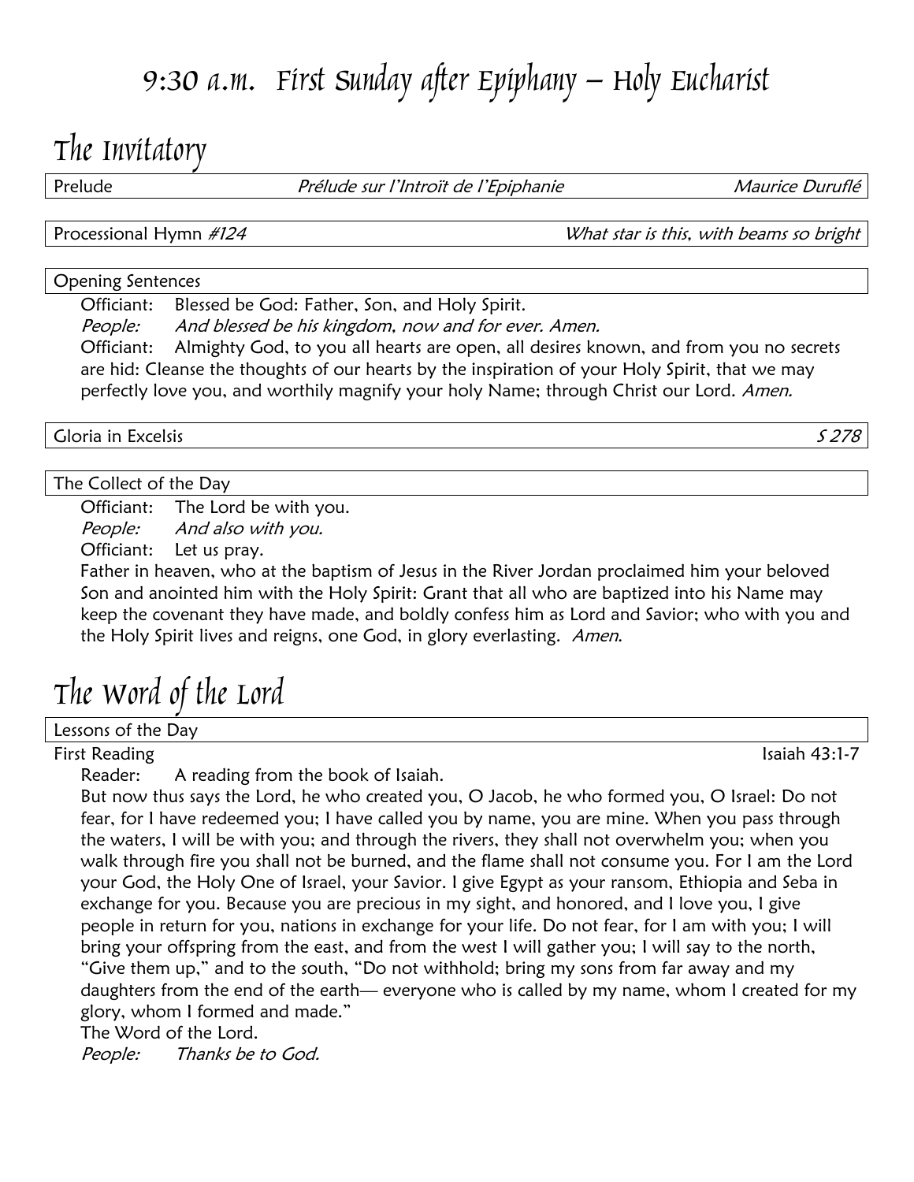# 9:30 a.m. First Sunday after Epiphany – Holy Eucharist

## The Invitatory

Prelude — *Prélude sur l'Introït de l'Epiphanie* — *Maurice Duruflé*

Processional Hymn *#124* — *What star is this, with beams so bright*

**Opening Sentences**

Officiant: Blessed be God: Father, Son, and Holy Spirit.
*People: And blessed be his kingdom, now and for ever. Amen.*
Officiant: Almighty God, to you all hearts are open, all desires known, and from you no secrets are hid: Cleanse the thoughts of our hearts by the inspiration of your Holy Spirit, that we may perfectly love you, and worthily magnify your holy Name; through Christ our Lord. *Amen.*

Gloria in Excelsis — *S 278*

**The Collect of the Day**

Officiant: The Lord be with you.
*People: And also with you.*
Officiant: Let us pray.
Father in heaven, who at the baptism of Jesus in the River Jordan proclaimed him your beloved Son and anointed him with the Holy Spirit: Grant that all who are baptized into his Name may keep the covenant they have made, and boldly confess him as Lord and Savior; who with you and the Holy Spirit lives and reigns, one God, in glory everlasting. *Amen.*

## The Word of the Lord

**Lessons of the Day**

First Reading — Isaiah 43:1-7

Reader: A reading from the book of Isaiah.
But now thus says the Lord, he who created you, O Jacob, he who formed you, O Israel: Do not fear, for I have redeemed you; I have called you by name, you are mine. When you pass through the waters, I will be with you; and through the rivers, they shall not overwhelm you; when you walk through fire you shall not be burned, and the flame shall not consume you. For I am the Lord your God, the Holy One of Israel, your Savior. I give Egypt as your ransom, Ethiopia and Seba in exchange for you. Because you are precious in my sight, and honored, and I love you, I give people in return for you, nations in exchange for your life. Do not fear, for I am with you; I will bring your offspring from the east, and from the west I will gather you; I will say to the north, "Give them up," and to the south, "Do not withhold; bring my sons from far away and my daughters from the end of the earth— everyone who is called by my name, whom I created for my glory, whom I formed and made."
The Word of the Lord.
*People: Thanks be to God.*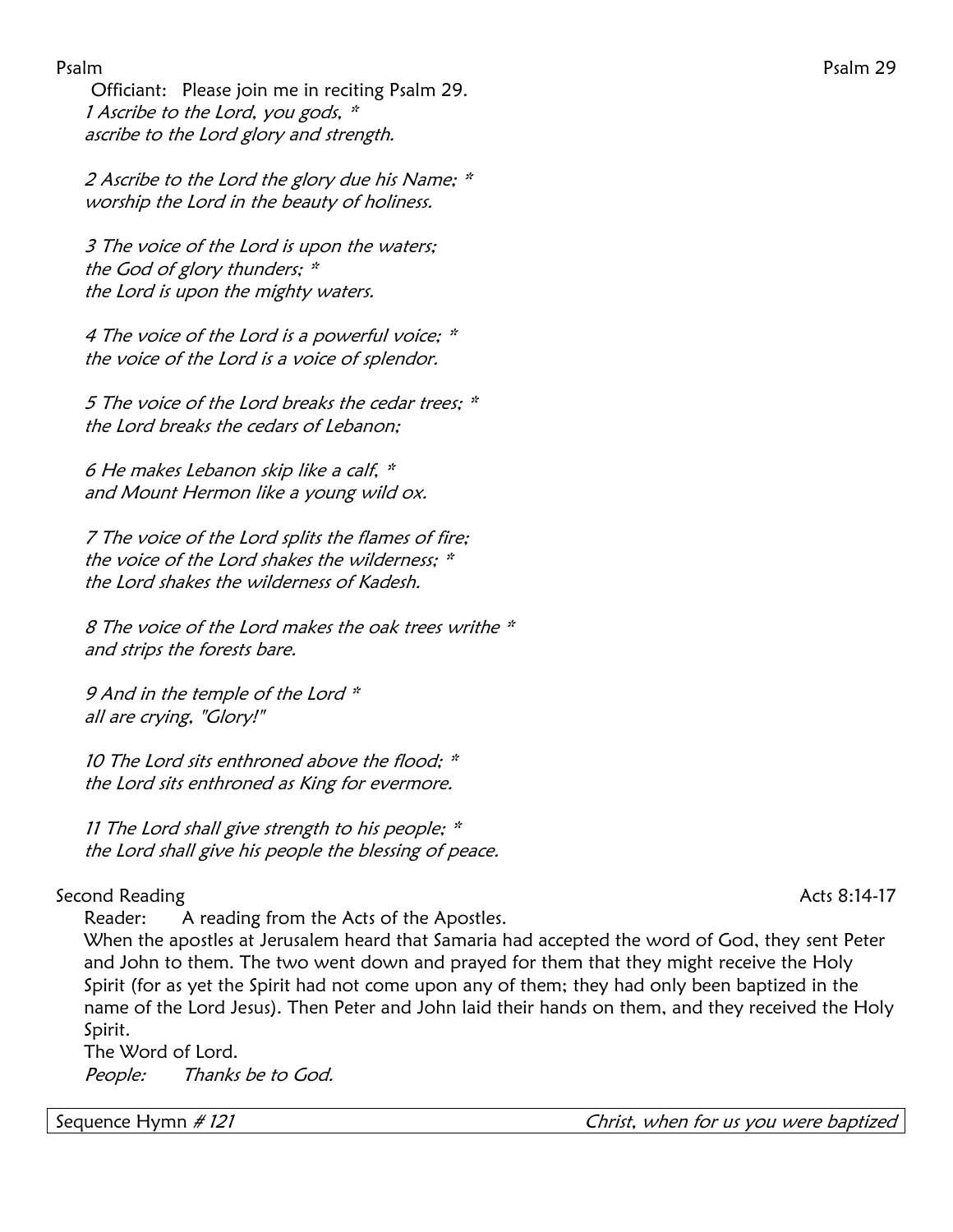Psalm — Psalm 29

Officiant: Please join me in reciting Psalm 29.

*1 Ascribe to the Lord, you gods, *  
ascribe to the Lord glory and strength.*

*2 Ascribe to the Lord the glory due his Name; *  
worship the Lord in the beauty of holiness.*

*3 The voice of the Lord is upon the waters;  
the God of glory thunders; *  
the Lord is upon the mighty waters.*

*4 The voice of the Lord is a powerful voice; *  
the voice of the Lord is a voice of splendor.*

*5 The voice of the Lord breaks the cedar trees; *  
the Lord breaks the cedars of Lebanon;*

*6 He makes Lebanon skip like a calf, *  
and Mount Hermon like a young wild ox.*

*7 The voice of the Lord splits the flames of fire;  
the voice of the Lord shakes the wilderness; *  
the Lord shakes the wilderness of Kadesh.*

*8 The voice of the Lord makes the oak trees writhe *  
and strips the forests bare.*

*9 And in the temple of the Lord *  
all are crying, "Glory!"*

*10 The Lord sits enthroned above the flood; *  
the Lord sits enthroned as King for evermore.*

*11 The Lord shall give strength to his people; *  
the Lord shall give his people the blessing of peace.*

Second Reading — Acts 8:14-17

Reader: A reading from the Acts of the Apostles.

When the apostles at Jerusalem heard that Samaria had accepted the word of God, they sent Peter and John to them. The two went down and prayed for them that they might receive the Holy Spirit (for as yet the Spirit had not come upon any of them; they had only been baptized in the name of the Lord Jesus). Then Peter and John laid their hands on them, and they received the Holy Spirit.

The Word of Lord.

*People: Thanks be to God.*

Sequence Hymn *# 121* — *Christ, when for us you were baptized*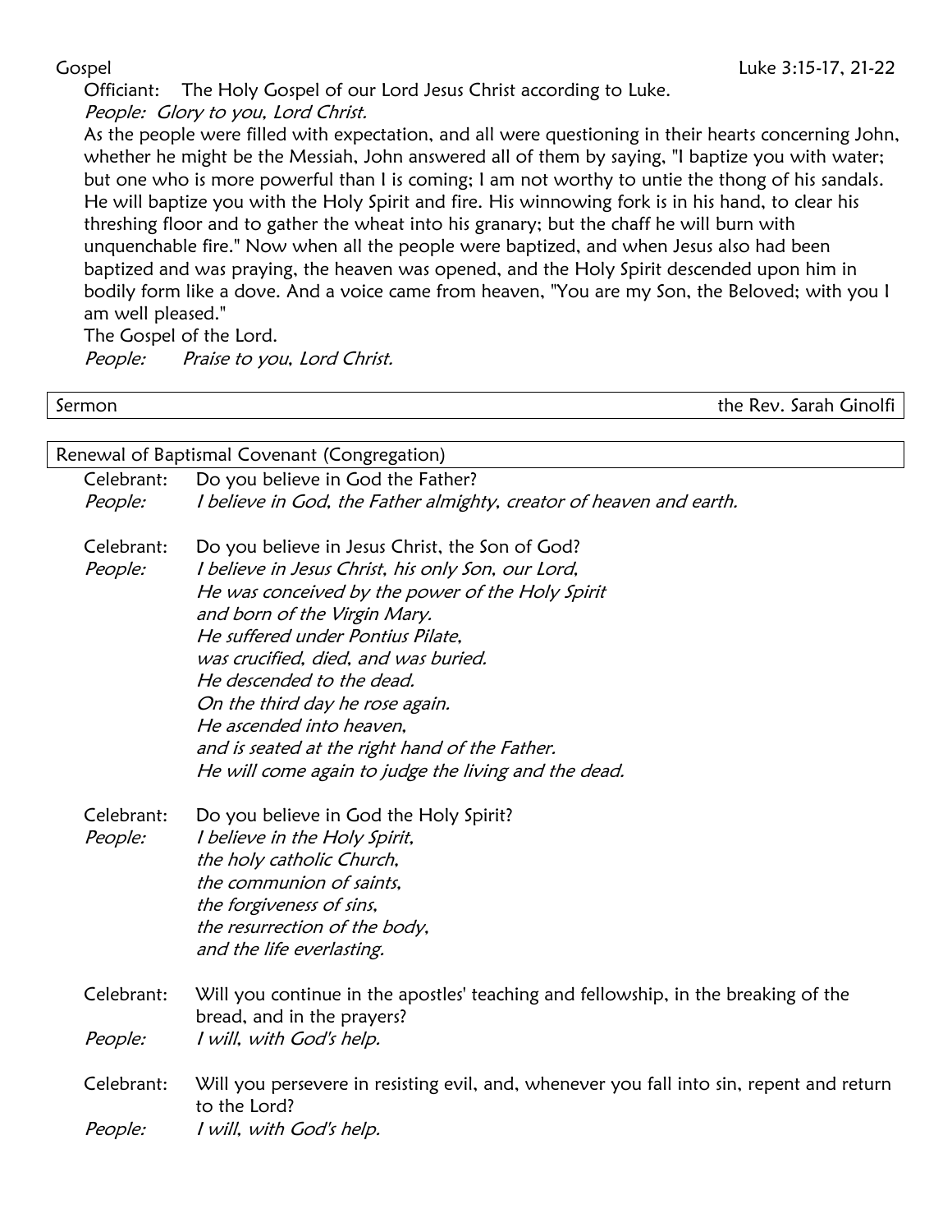Gospel Luke 3:15-17, 21-22

Officiant: The Holy Gospel of our Lord Jesus Christ according to Luke.

*People: Glory to you, Lord Christ.*

As the people were filled with expectation, and all were questioning in their hearts concerning John, whether he might be the Messiah, John answered all of them by saying, "I baptize you with water; but one who is more powerful than I is coming; I am not worthy to untie the thong of his sandals. He will baptize you with the Holy Spirit and fire. His winnowing fork is in his hand, to clear his threshing floor and to gather the wheat into his granary; but the chaff he will burn with unquenchable fire." Now when all the people were baptized, and when Jesus also had been baptized and was praying, the heaven was opened, and the Holy Spirit descended upon him in bodily form like a dove. And a voice came from heaven, "You are my Son, the Beloved; with you I am well pleased."

The Gospel of the Lord.

*People: Praise to you, Lord Christ.*

Sermon the Rev. Sarah Ginolfi

Renewal of Baptismal Covenant (Congregation)

Celebrant: Do you believe in God the Father?

*People: I believe in God, the Father almighty, creator of heaven and earth.*

Celebrant: Do you believe in Jesus Christ, the Son of God?

*People: I believe in Jesus Christ, his only Son, our Lord,*
*He was conceived by the power of the Holy Spirit*
*and born of the Virgin Mary.*
*He suffered under Pontius Pilate,*
*was crucified, died, and was buried.*
*He descended to the dead.*
*On the third day he rose again.*
*He ascended into heaven,*
*and is seated at the right hand of the Father.*
*He will come again to judge the living and the dead.*

Celebrant: Do you believe in God the Holy Spirit?

*People: I believe in the Holy Spirit,*
*the holy catholic Church,*
*the communion of saints,*
*the forgiveness of sins,*
*the resurrection of the body,*
*and the life everlasting.*

Celebrant: Will you continue in the apostles' teaching and fellowship, in the breaking of the bread, and in the prayers?

*People: I will, with God's help.*

Celebrant: Will you persevere in resisting evil, and, whenever you fall into sin, repent and return to the Lord?

*People: I will, with God's help.*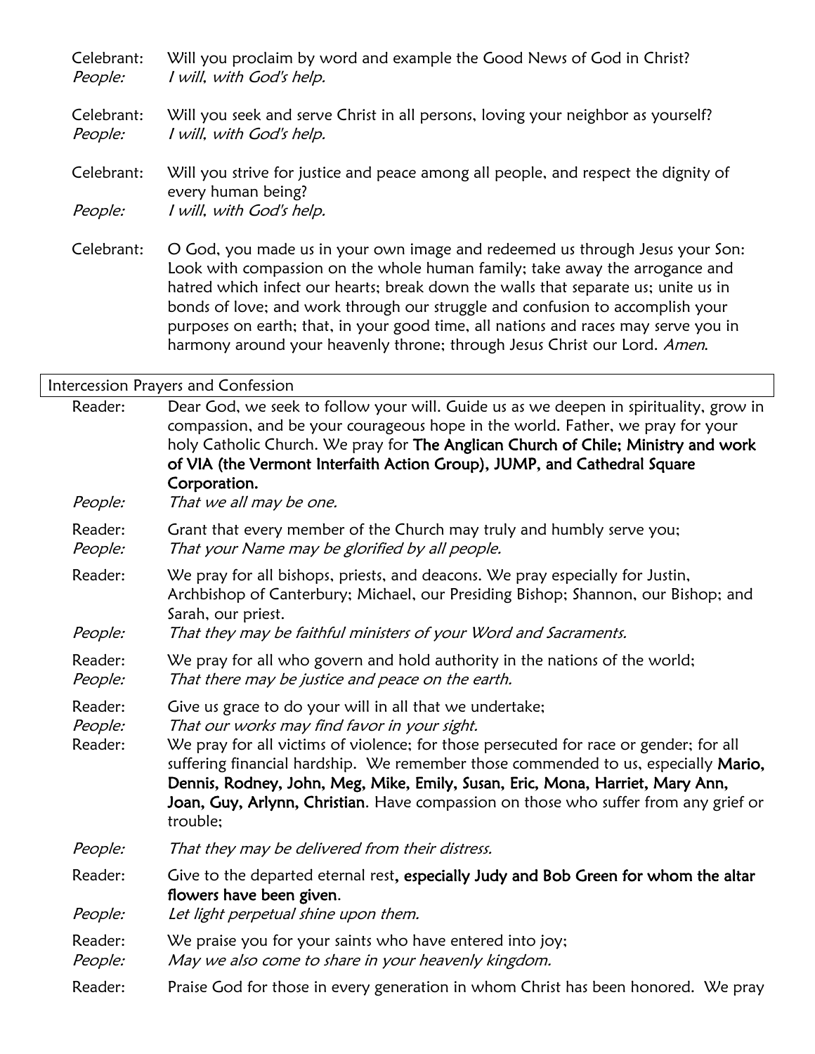Celebrant: Will you proclaim by word and example the Good News of God in Christ?
*People: I will, with God's help.*

Celebrant: Will you seek and serve Christ in all persons, loving your neighbor as yourself?
*People: I will, with God's help.*

Celebrant: Will you strive for justice and peace among all people, and respect the dignity of every human being?
*People: I will, with God's help.*

Celebrant: O God, you made us in your own image and redeemed us through Jesus your Son: Look with compassion on the whole human family; take away the arrogance and hatred which infect our hearts; break down the walls that separate us; unite us in bonds of love; and work through our struggle and confusion to accomplish your purposes on earth; that, in your good time, all nations and races may serve you in harmony around your heavenly throne; through Jesus Christ our Lord. *Amen.*

## Intercession Prayers and Confession

Reader: Dear God, we seek to follow your will. Guide us as we deepen in spirituality, grow in compassion, and be your courageous hope in the world. Father, we pray for your holy Catholic Church. We pray for **The Anglican Church of Chile; Ministry and work of VIA (the Vermont Interfaith Action Group), JUMP, and Cathedral Square Corporation.**
*People: That we all may be one.*

Reader: Grant that every member of the Church may truly and humbly serve you;
*People: That your Name may be glorified by all people.*

Reader: We pray for all bishops, priests, and deacons. We pray especially for Justin, Archbishop of Canterbury; Michael, our Presiding Bishop; Shannon, our Bishop; and Sarah, our priest.
*People: That they may be faithful ministers of your Word and Sacraments.*

Reader: We pray for all who govern and hold authority in the nations of the world;
*People: That there may be justice and peace on the earth.*

Reader: Give us grace to do your will in all that we undertake;
*People: That our works may find favor in your sight.*
Reader: We pray for all victims of violence; for those persecuted for race or gender; for all suffering financial hardship. We remember those commended to us, especially **Mario, Dennis, Rodney, John, Meg, Mike, Emily, Susan, Eric, Mona, Harriet, Mary Ann, Joan, Guy, Arlynn, Christian**. Have compassion on those who suffer from any grief or trouble;
*People: That they may be delivered from their distress.*

Reader: Give to the departed eternal rest**, especially Judy and Bob Green for whom the altar flowers have been given**.
*People: Let light perpetual shine upon them.*

Reader: We praise you for your saints who have entered into joy;
*People: May we also come to share in your heavenly kingdom.*

Reader: Praise God for those in every generation in whom Christ has been honored. We pray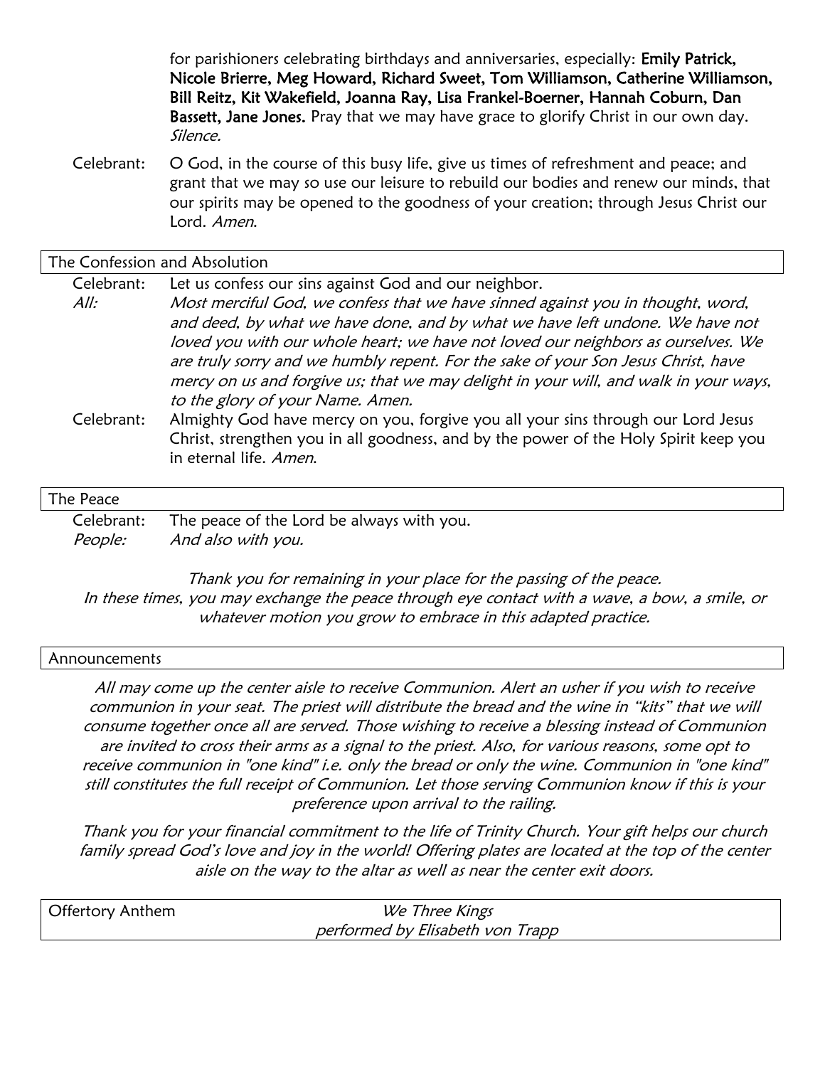for parishioners celebrating birthdays and anniversaries, especially: **Emily Patrick, Nicole Brierre, Meg Howard, Richard Sweet, Tom Williamson, Catherine Williamson, Bill Reitz, Kit Wakefield, Joanna Ray, Lisa Frankel-Boerner, Hannah Coburn, Dan Bassett, Jane Jones.** Pray that we may have grace to glorify Christ in our own day. *Silence.*

Celebrant: O God, in the course of this busy life, give us times of refreshment and peace; and grant that we may so use our leisure to rebuild our bodies and renew our minds, that our spirits may be opened to the goodness of your creation; through Jesus Christ our Lord. *Amen.*

## The Confession and Absolution

Celebrant: Let us confess our sins against God and our neighbor.

*All: Most merciful God, we confess that we have sinned against you in thought, word, and deed, by what we have done, and by what we have left undone. We have not loved you with our whole heart; we have not loved our neighbors as ourselves. We are truly sorry and we humbly repent. For the sake of your Son Jesus Christ, have mercy on us and forgive us; that we may delight in your will, and walk in your ways, to the glory of your Name. Amen.*

Celebrant: Almighty God have mercy on you, forgive you all your sins through our Lord Jesus Christ, strengthen you in all goodness, and by the power of the Holy Spirit keep you in eternal life. *Amen.*

## The Peace

Celebrant: The peace of the Lord be always with you.

*People: And also with you.*

*Thank you for remaining in your place for the passing of the peace. In these times, you may exchange the peace through eye contact with a wave, a bow, a smile, or whatever motion you grow to embrace in this adapted practice.*

## Announcements

*All may come up the center aisle to receive Communion. Alert an usher if you wish to receive communion in your seat. The priest will distribute the bread and the wine in "kits" that we will consume together once all are served. Those wishing to receive a blessing instead of Communion are invited to cross their arms as a signal to the priest. Also, for various reasons, some opt to receive communion in "one kind" i.e. only the bread or only the wine. Communion in "one kind" still constitutes the full receipt of Communion. Let those serving Communion know if this is your preference upon arrival to the railing.*

*Thank you for your financial commitment to the life of Trinity Church. Your gift helps our church family spread God's love and joy in the world! Offering plates are located at the top of the center aisle on the way to the altar as well as near the center exit doors.*

## Offertory Anthem

*We Three Kings*
*performed by Elisabeth von Trapp*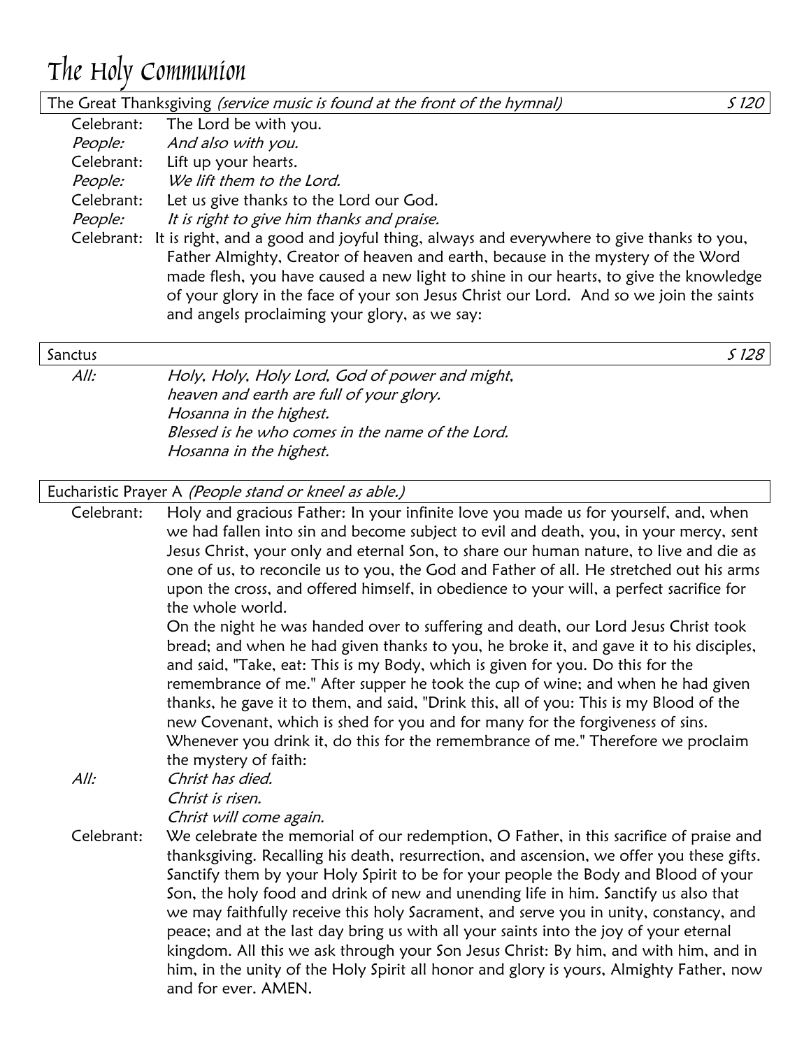# The Holy Communion

The Great Thanksgiving *(service music is found at the front of the hymnal)* *S 120*

Celebrant: The Lord be with you.
*People: And also with you.*
Celebrant: Lift up your hearts.
*People: We lift them to the Lord.*
Celebrant: Let us give thanks to the Lord our God.
*People: It is right to give him thanks and praise.*
Celebrant: It is right, and a good and joyful thing, always and everywhere to give thanks to you, Father Almighty, Creator of heaven and earth, because in the mystery of the Word made flesh, you have caused a new light to shine in our hearts, to give the knowledge of your glory in the face of your son Jesus Christ our Lord. And so we join the saints and angels proclaiming your glory, as we say:

Sanctus *S 128*

*All: Holy, Holy, Holy Lord, God of power and might,*
*heaven and earth are full of your glory.*
*Hosanna in the highest.*
*Blessed is he who comes in the name of the Lord.*
*Hosanna in the highest.*

Eucharistic Prayer A *(People stand or kneel as able.)*

Celebrant: Holy and gracious Father: In your infinite love you made us for yourself, and, when we had fallen into sin and become subject to evil and death, you, in your mercy, sent Jesus Christ, your only and eternal Son, to share our human nature, to live and die as one of us, to reconcile us to you, the God and Father of all. He stretched out his arms upon the cross, and offered himself, in obedience to your will, a perfect sacrifice for the whole world.
On the night he was handed over to suffering and death, our Lord Jesus Christ took bread; and when he had given thanks to you, he broke it, and gave it to his disciples, and said, "Take, eat: This is my Body, which is given for you. Do this for the remembrance of me." After supper he took the cup of wine; and when he had given thanks, he gave it to them, and said, "Drink this, all of you: This is my Blood of the new Covenant, which is shed for you and for many for the forgiveness of sins. Whenever you drink it, do this for the remembrance of me." Therefore we proclaim the mystery of faith:

*All: Christ has died.*
*Christ is risen.*
*Christ will come again.*

Celebrant: We celebrate the memorial of our redemption, O Father, in this sacrifice of praise and thanksgiving. Recalling his death, resurrection, and ascension, we offer you these gifts. Sanctify them by your Holy Spirit to be for your people the Body and Blood of your Son, the holy food and drink of new and unending life in him. Sanctify us also that we may faithfully receive this holy Sacrament, and serve you in unity, constancy, and peace; and at the last day bring us with all your saints into the joy of your eternal kingdom. All this we ask through your Son Jesus Christ: By him, and with him, and in him, in the unity of the Holy Spirit all honor and glory is yours, Almighty Father, now and for ever. AMEN.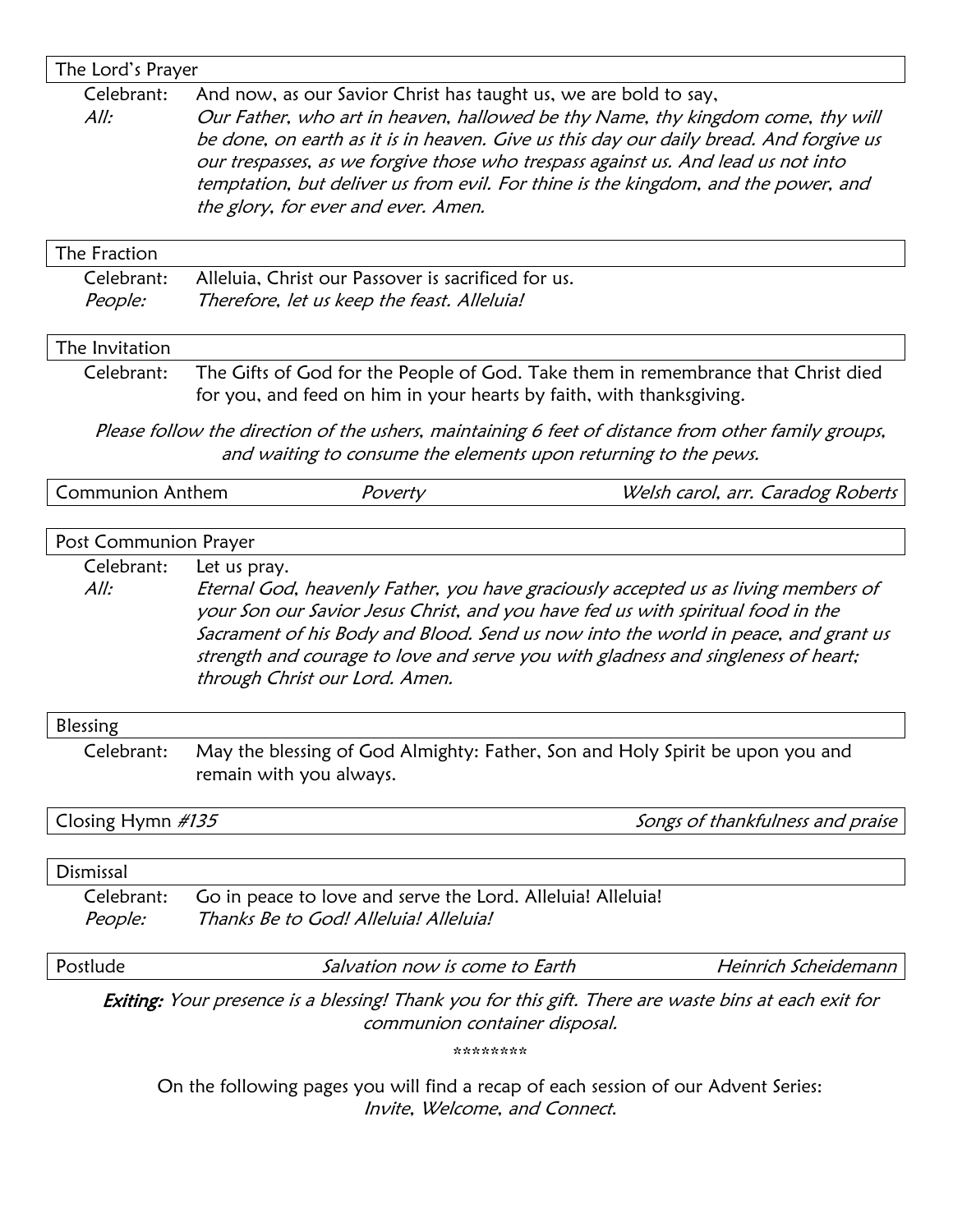### The Lord's Prayer

Celebrant: And now, as our Savior Christ has taught us, we are bold to say,

*All: Our Father, who art in heaven, hallowed be thy Name, thy kingdom come, thy will be done, on earth as it is in heaven. Give us this day our daily bread. And forgive us our trespasses, as we forgive those who trespass against us. And lead us not into temptation, but deliver us from evil. For thine is the kingdom, and the power, and the glory, for ever and ever. Amen.*

### The Fraction

Celebrant: Alleluia, Christ our Passover is sacrificed for us.

*People: Therefore, let us keep the feast. Alleluia!*

### The Invitation

Celebrant: The Gifts of God for the People of God. Take them in remembrance that Christ died for you, and feed on him in your hearts by faith, with thanksgiving.

*Please follow the direction of the ushers, maintaining 6 feet of distance from other family groups, and waiting to consume the elements upon returning to the pews.*

### Communion Anthem — *Poverty* — *Welsh carol, arr. Caradog Roberts*

### Post Communion Prayer

Celebrant: Let us pray.

*All: Eternal God, heavenly Father, you have graciously accepted us as living members of your Son our Savior Jesus Christ, and you have fed us with spiritual food in the Sacrament of his Body and Blood. Send us now into the world in peace, and grant us strength and courage to love and serve you with gladness and singleness of heart; through Christ our Lord. Amen.*

### Blessing

Celebrant: May the blessing of God Almighty: Father, Son and Holy Spirit be upon you and remain with you always.

### Closing Hymn *#135* — *Songs of thankfulness and praise*

### Dismissal

Celebrant: Go in peace to love and serve the Lord. Alleluia! Alleluia!

*People: Thanks Be to God! Alleluia! Alleluia!*

### Postlude — *Salvation now is come to Earth* — *Heinrich Scheidemann*

***Exiting:*** *Your presence is a blessing! Thank you for this gift. There are waste bins at each exit for communion container disposal.*

********

On the following pages you will find a recap of each session of our Advent Series: *Invite, Welcome, and Connect.*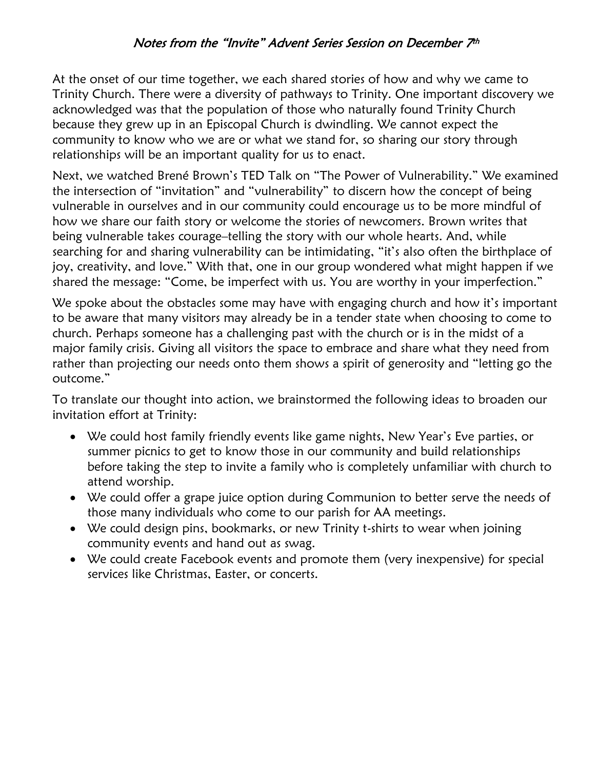## *Notes from the "Invite" Advent Series Session on December 7th*

At the onset of our time together, we each shared stories of how and why we came to Trinity Church. There were a diversity of pathways to Trinity. One important discovery we acknowledged was that the population of those who naturally found Trinity Church because they grew up in an Episcopal Church is dwindling. We cannot expect the community to know who we are or what we stand for, so sharing our story through relationships will be an important quality for us to enact.

Next, we watched Brené Brown's TED Talk on "The Power of Vulnerability." We examined the intersection of "invitation" and "vulnerability" to discern how the concept of being vulnerable in ourselves and in our community could encourage us to be more mindful of how we share our faith story or welcome the stories of newcomers. Brown writes that being vulnerable takes courage–telling the story with our whole hearts. And, while searching for and sharing vulnerability can be intimidating, "it's also often the birthplace of joy, creativity, and love." With that, one in our group wondered what might happen if we shared the message: "Come, be imperfect with us. You are worthy in your imperfection."

We spoke about the obstacles some may have with engaging church and how it's important to be aware that many visitors may already be in a tender state when choosing to come to church. Perhaps someone has a challenging past with the church or is in the midst of a major family crisis. Giving all visitors the space to embrace and share what they need from rather than projecting our needs onto them shows a spirit of generosity and "letting go the outcome."

To translate our thought into action, we brainstormed the following ideas to broaden our invitation effort at Trinity:

- We could host family friendly events like game nights, New Year's Eve parties, or summer picnics to get to know those in our community and build relationships before taking the step to invite a family who is completely unfamiliar with church to attend worship.
- We could offer a grape juice option during Communion to better serve the needs of those many individuals who come to our parish for AA meetings.
- We could design pins, bookmarks, or new Trinity t-shirts to wear when joining community events and hand out as swag.
- We could create Facebook events and promote them (very inexpensive) for special services like Christmas, Easter, or concerts.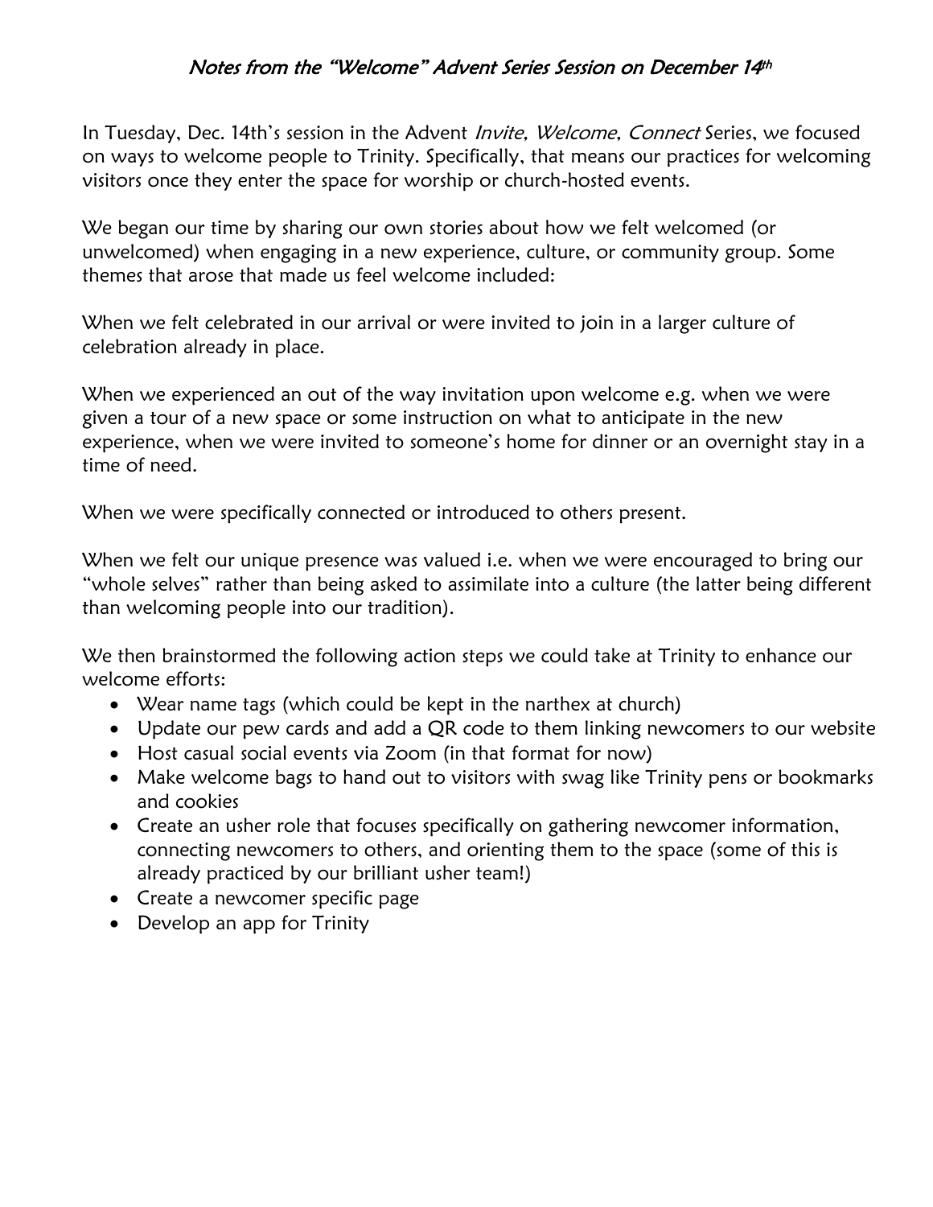## *Notes from the "Welcome" Advent Series Session on December 14th*

In Tuesday, Dec. 14th's session in the Advent *Invite, Welcome, Connect* Series, we focused on ways to welcome people to Trinity. Specifically, that means our practices for welcoming visitors once they enter the space for worship or church-hosted events.

We began our time by sharing our own stories about how we felt welcomed (or unwelcomed) when engaging in a new experience, culture, or community group. Some themes that arose that made us feel welcome included:

When we felt celebrated in our arrival or were invited to join in a larger culture of celebration already in place.

When we experienced an out of the way invitation upon welcome e.g. when we were given a tour of a new space or some instruction on what to anticipate in the new experience, when we were invited to someone's home for dinner or an overnight stay in a time of need.

When we were specifically connected or introduced to others present.

When we felt our unique presence was valued i.e. when we were encouraged to bring our "whole selves" rather than being asked to assimilate into a culture (the latter being different than welcoming people into our tradition).

We then brainstormed the following action steps we could take at Trinity to enhance our welcome efforts:

- Wear name tags (which could be kept in the narthex at church)
- Update our pew cards and add a QR code to them linking newcomers to our website
- Host casual social events via Zoom (in that format for now)
- Make welcome bags to hand out to visitors with swag like Trinity pens or bookmarks and cookies
- Create an usher role that focuses specifically on gathering newcomer information, connecting newcomers to others, and orienting them to the space (some of this is already practiced by our brilliant usher team!)
- Create a newcomer specific page
- Develop an app for Trinity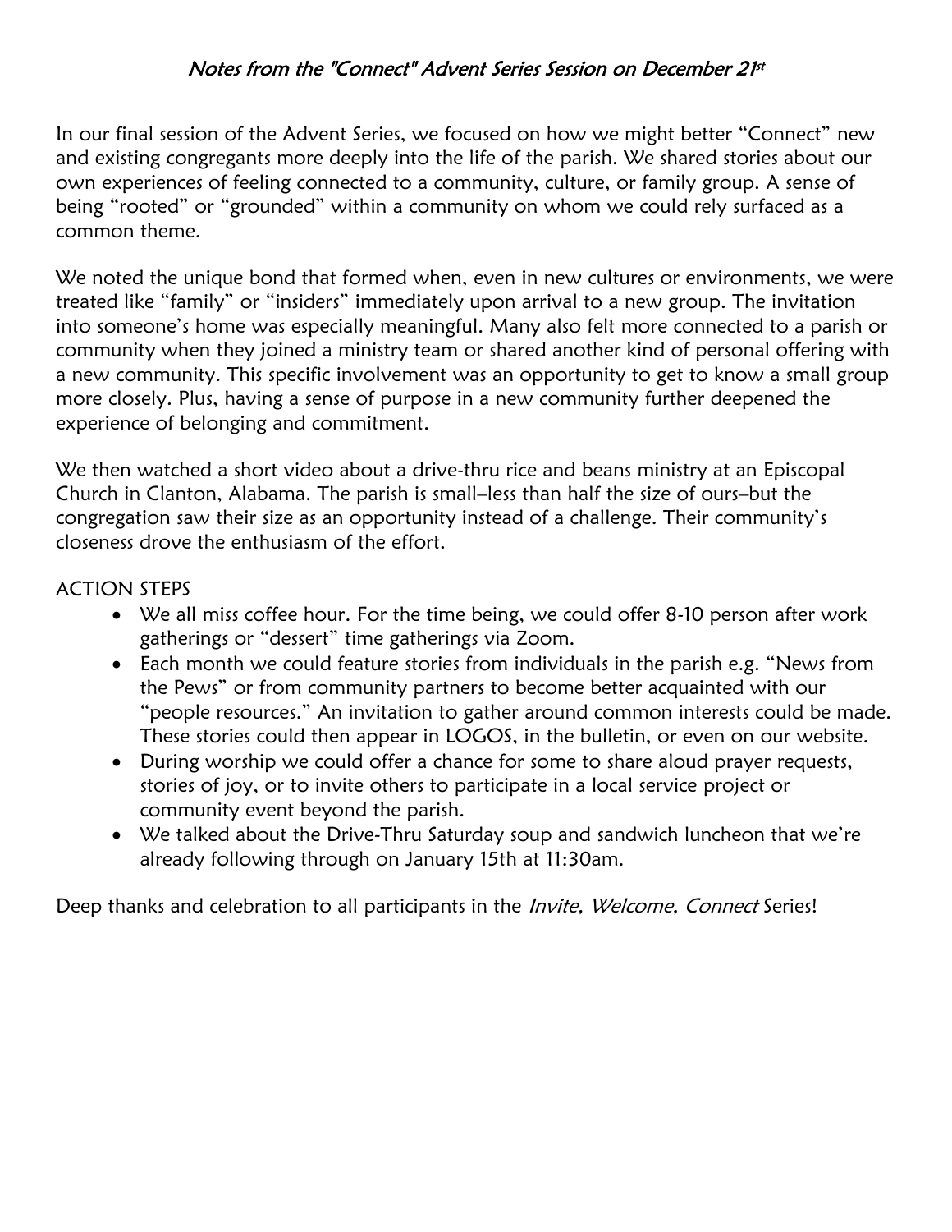## *Notes from the "Connect" Advent Series Session on December 21st*

In our final session of the Advent Series, we focused on how we might better "Connect" new and existing congregants more deeply into the life of the parish. We shared stories about our own experiences of feeling connected to a community, culture, or family group. A sense of being "rooted" or "grounded" within a community on whom we could rely surfaced as a common theme.

We noted the unique bond that formed when, even in new cultures or environments, we were treated like "family" or "insiders" immediately upon arrival to a new group. The invitation into someone's home was especially meaningful. Many also felt more connected to a parish or community when they joined a ministry team or shared another kind of personal offering with a new community. This specific involvement was an opportunity to get to know a small group more closely. Plus, having a sense of purpose in a new community further deepened the experience of belonging and commitment.

We then watched a short video about a drive-thru rice and beans ministry at an Episcopal Church in Clanton, Alabama. The parish is small–less than half the size of ours–but the congregation saw their size as an opportunity instead of a challenge. Their community's closeness drove the enthusiasm of the effort.

ACTION STEPS

- We all miss coffee hour. For the time being, we could offer 8-10 person after work gatherings or "dessert" time gatherings via Zoom.
- Each month we could feature stories from individuals in the parish e.g. "News from the Pews" or from community partners to become better acquainted with our "people resources." An invitation to gather around common interests could be made. These stories could then appear in LOGOS, in the bulletin, or even on our website.
- During worship we could offer a chance for some to share aloud prayer requests, stories of joy, or to invite others to participate in a local service project or community event beyond the parish.
- We talked about the Drive-Thru Saturday soup and sandwich luncheon that we're already following through on January 15th at 11:30am.

Deep thanks and celebration to all participants in the *Invite, Welcome, Connect* Series!